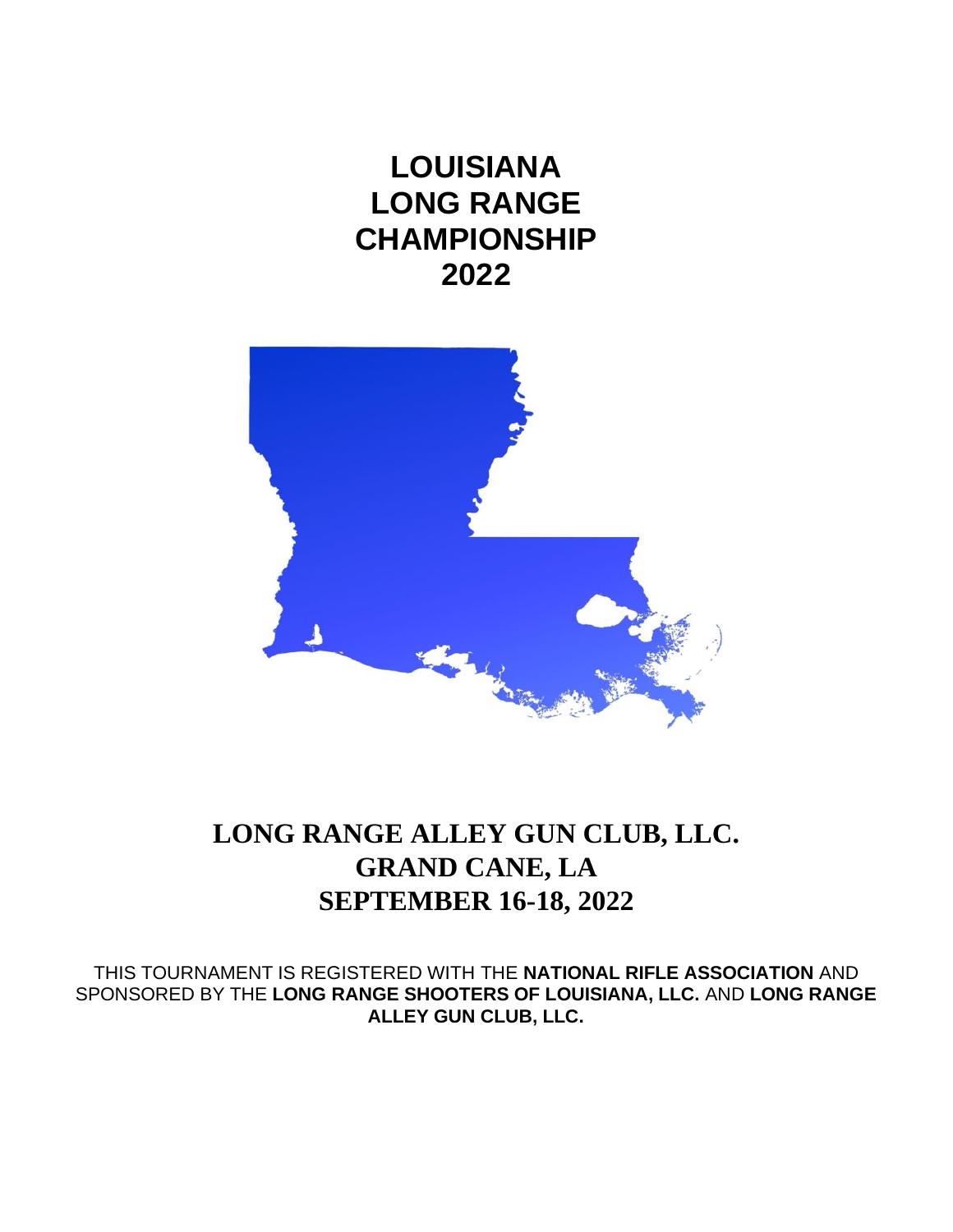# LOUISIANA LONG RANGE CHAMPIONSHIP 2022

## LONG RANGE ALLEY GUN CLUB, LLC.
## GRAND CANE, LA
## SEPTEMBER 16-18, 2022

THIS TOURNAMENT IS REGISTERED WITH THE **NATIONAL RIFLE ASSOCIATION** AND SPONSORED BY THE **LONG RANGE SHOOTERS OF LOUISIANA, LLC.** AND **LONG RANGE ALLEY GUN CLUB, LLC.**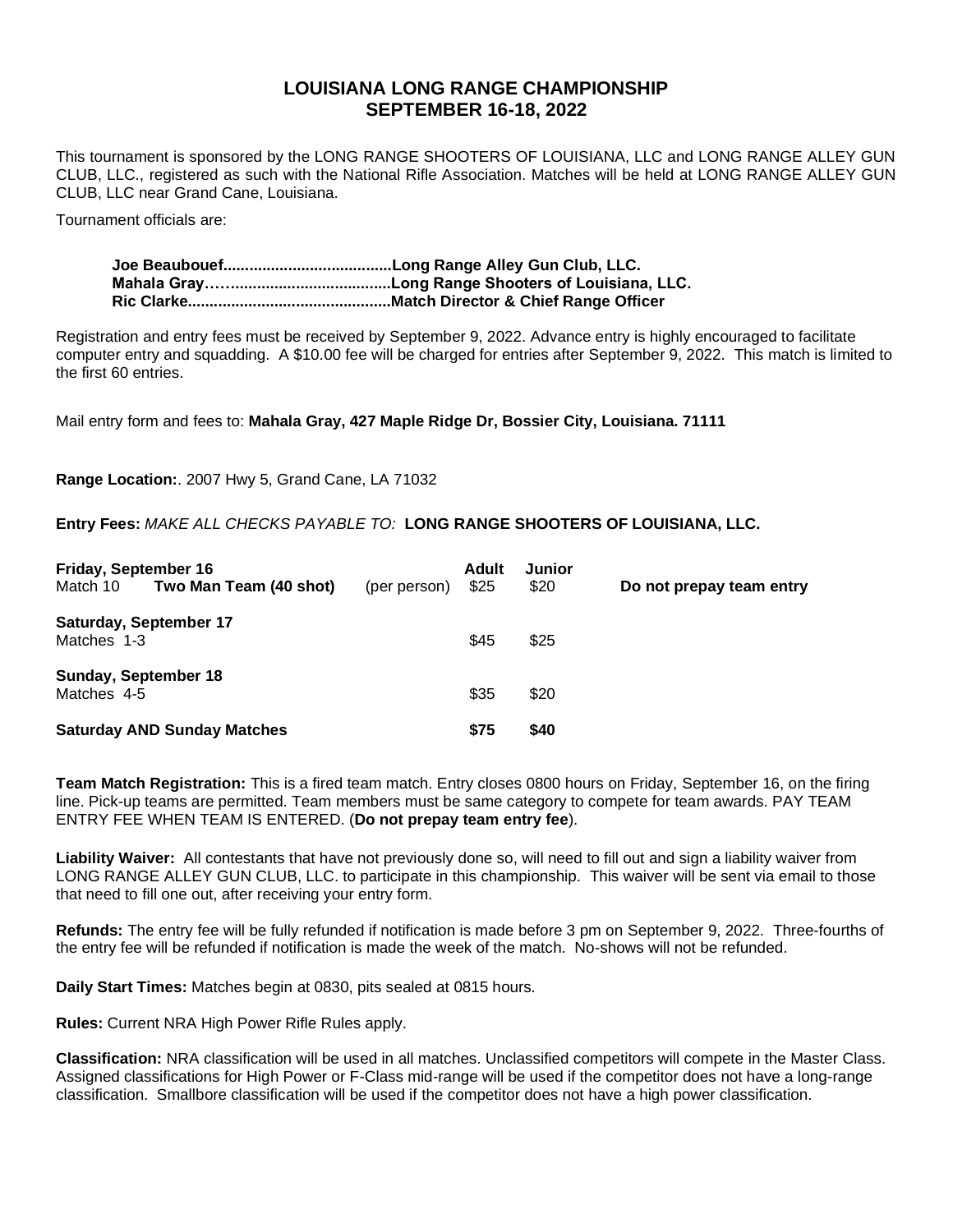# LOUISIANA LONG RANGE CHAMPIONSHIP
# SEPTEMBER 16-18, 2022

This tournament is sponsored by the LONG RANGE SHOOTERS OF LOUISIANA, LLC and LONG RANGE ALLEY GUN CLUB, LLC., registered as such with the National Rifle Association. Matches will be held at LONG RANGE ALLEY GUN CLUB, LLC near Grand Cane, Louisiana.

Tournament officials are:

**Joe Beaubouef.......................................Long Range Alley Gun Club, LLC.**
**Mahala Gray…….....................................Long Range Shooters of Louisiana, LLC.**
**Ric Clarke...............................................Match Director & Chief Range Officer**

Registration and entry fees must be received by September 9, 2022. Advance entry is highly encouraged to facilitate computer entry and squadding. A $10.00 fee will be charged for entries after September 9, 2022. This match is limited to the first 60 entries.

Mail entry form and fees to: **Mahala Gray, 427 Maple Ridge Dr, Bossier City, Louisiana. 71111**

**Range Location:**. 2007 Hwy 5, Grand Cane, LA 71032

**Entry Fees:** *MAKE ALL CHECKS PAYABLE TO:* **LONG RANGE SHOOTERS OF LOUISIANA, LLC.**

| | | | Adult | Junior | |
|---|---|---|---|---|---|
| **Friday, September 16** | | | | | |
| Match 10 | **Two Man Team (40 shot)** | (per person) | $25 | $20 | **Do not prepay team entry** |
| **Saturday, September 17** | | | | | |
| Matches 1-3 | | | $45 | $25 | |
| **Sunday, September 18** | | | | | |
| Matches 4-5 | | | $35 | $20 | |
| **Saturday AND Sunday Matches** | | | **$75** | **$40** | |

**Team Match Registration:** This is a fired team match. Entry closes 0800 hours on Friday, September 16, on the firing line. Pick-up teams are permitted. Team members must be same category to compete for team awards. PAY TEAM ENTRY FEE WHEN TEAM IS ENTERED. (**Do not prepay team entry fee**).

**Liability Waiver:** All contestants that have not previously done so, will need to fill out and sign a liability waiver from LONG RANGE ALLEY GUN CLUB, LLC. to participate in this championship. This waiver will be sent via email to those that need to fill one out, after receiving your entry form.

**Refunds:** The entry fee will be fully refunded if notification is made before 3 pm on September 9, 2022. Three-fourths of the entry fee will be refunded if notification is made the week of the match. No-shows will not be refunded.

**Daily Start Times:** Matches begin at 0830, pits sealed at 0815 hours.

**Rules:** Current NRA High Power Rifle Rules apply.

**Classification:** NRA classification will be used in all matches. Unclassified competitors will compete in the Master Class. Assigned classifications for High Power or F-Class mid-range will be used if the competitor does not have a long-range classification. Smallbore classification will be used if the competitor does not have a high power classification.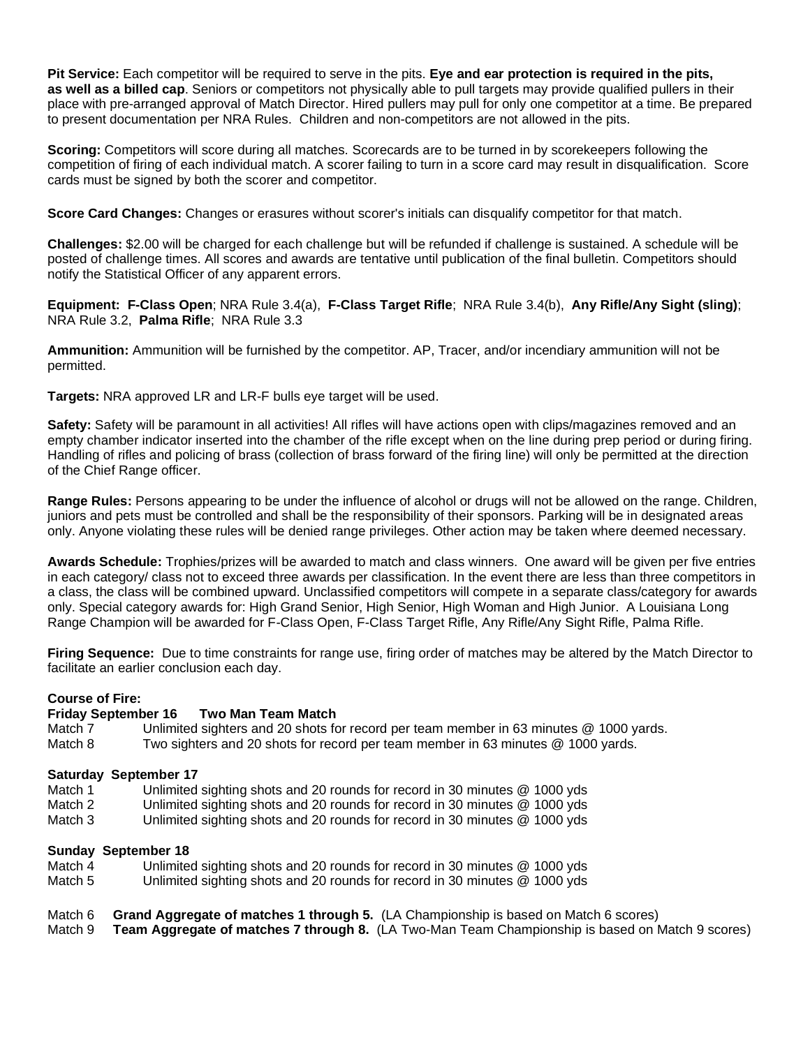**Pit Service:** Each competitor will be required to serve in the pits. **Eye and ear protection is required in the pits, as well as a billed cap**. Seniors or competitors not physically able to pull targets may provide qualified pullers in their place with pre-arranged approval of Match Director. Hired pullers may pull for only one competitor at a time. Be prepared to present documentation per NRA Rules. Children and non-competitors are not allowed in the pits.

**Scoring:** Competitors will score during all matches. Scorecards are to be turned in by scorekeepers following the competition of firing of each individual match. A scorer failing to turn in a score card may result in disqualification. Score cards must be signed by both the scorer and competitor.

**Score Card Changes:** Changes or erasures without scorer's initials can disqualify competitor for that match.

**Challenges:** $2.00 will be charged for each challenge but will be refunded if challenge is sustained. A schedule will be posted of challenge times. All scores and awards are tentative until publication of the final bulletin. Competitors should notify the Statistical Officer of any apparent errors.

**Equipment: F-Class Open**; NRA Rule 3.4(a), **F-Class Target Rifle**; NRA Rule 3.4(b), **Any Rifle/Any Sight (sling)**; NRA Rule 3.2, **Palma Rifle**; NRA Rule 3.3

**Ammunition:** Ammunition will be furnished by the competitor. AP, Tracer, and/or incendiary ammunition will not be permitted.

**Targets:** NRA approved LR and LR-F bulls eye target will be used.

**Safety:** Safety will be paramount in all activities! All rifles will have actions open with clips/magazines removed and an empty chamber indicator inserted into the chamber of the rifle except when on the line during prep period or during firing. Handling of rifles and policing of brass (collection of brass forward of the firing line) will only be permitted at the direction of the Chief Range officer.

**Range Rules:** Persons appearing to be under the influence of alcohol or drugs will not be allowed on the range. Children, juniors and pets must be controlled and shall be the responsibility of their sponsors. Parking will be in designated areas only. Anyone violating these rules will be denied range privileges. Other action may be taken where deemed necessary.

**Awards Schedule:** Trophies/prizes will be awarded to match and class winners. One award will be given per five entries in each category/ class not to exceed three awards per classification. In the event there are less than three competitors in a class, the class will be combined upward. Unclassified competitors will compete in a separate class/category for awards only. Special category awards for: High Grand Senior, High Senior, High Woman and High Junior. A Louisiana Long Range Champion will be awarded for F-Class Open, F-Class Target Rifle, Any Rifle/Any Sight Rifle, Palma Rifle.

**Firing Sequence:** Due to time constraints for range use, firing order of matches may be altered by the Match Director to facilitate an earlier conclusion each day.

**Course of Fire:**

**Friday September 16 Two Man Team Match**

Match 7 Unlimited sighters and 20 shots for record per team member in 63 minutes @ 1000 yards.
Match 8 Two sighters and 20 shots for record per team member in 63 minutes @ 1000 yards.

**Saturday September 17**

Match 1 Unlimited sighting shots and 20 rounds for record in 30 minutes @ 1000 yds
Match 2 Unlimited sighting shots and 20 rounds for record in 30 minutes @ 1000 yds
Match 3 Unlimited sighting shots and 20 rounds for record in 30 minutes @ 1000 yds

**Sunday September 18**

Match 4 Unlimited sighting shots and 20 rounds for record in 30 minutes @ 1000 yds
Match 5 Unlimited sighting shots and 20 rounds for record in 30 minutes @ 1000 yds

Match 6 **Grand Aggregate of matches 1 through 5.** (LA Championship is based on Match 6 scores)
Match 9 **Team Aggregate of matches 7 through 8.** (LA Two-Man Team Championship is based on Match 9 scores)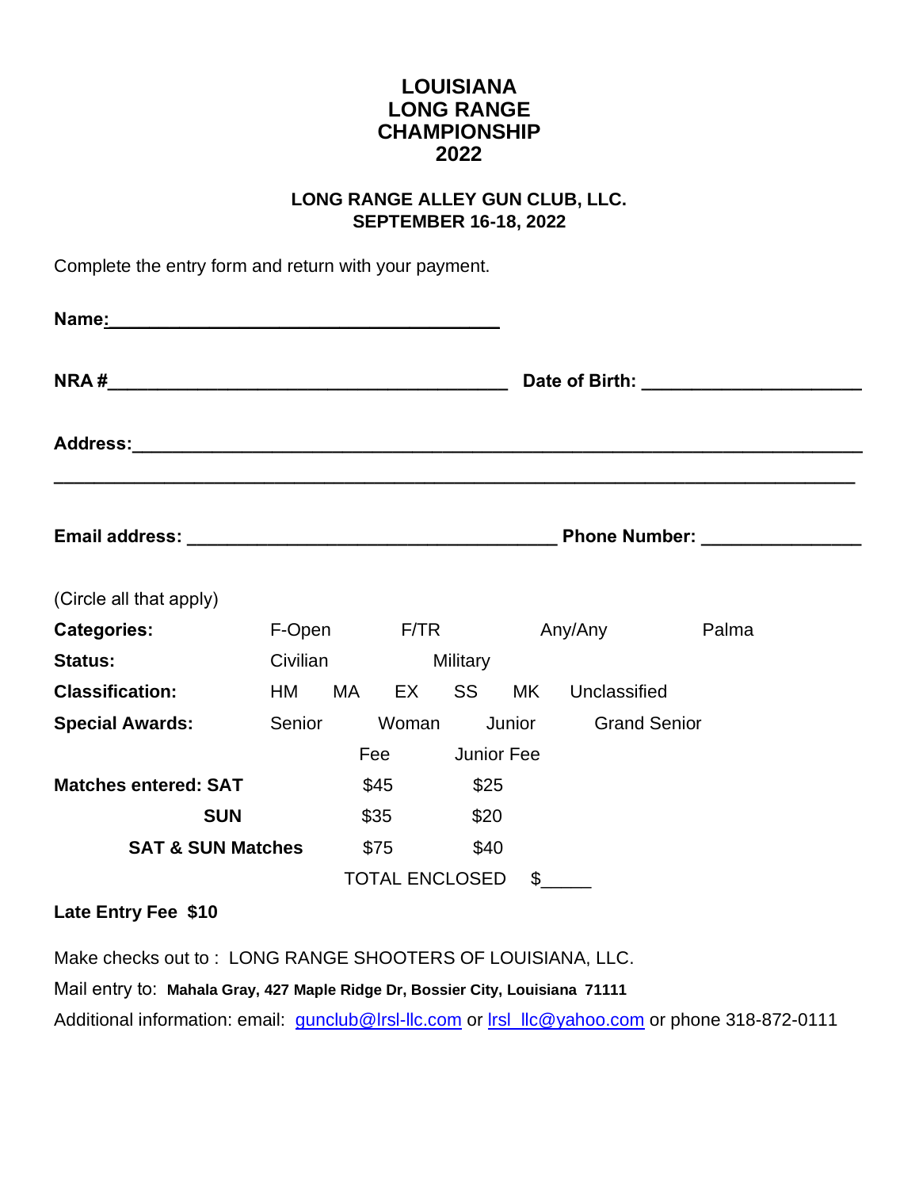# LOUISIANA LONG RANGE CHAMPIONSHIP 2022

## LONG RANGE ALLEY GUN CLUB, LLC.
## SEPTEMBER 16-18, 2022

Complete the entry form and return with your payment.

**Name:**________________________________________

**NRA #**________________________________________ **Date of Birth:** ______________________

**Address:**____________________________________________________________________________

________________________________________________________________________________

**Email address:** ______________________________________ **Phone Number:** ________________

(Circle all that apply)

| | | | | | | |
|---|---|---|---|---|---|---|
| **Categories:** | F-Open | F/TR | Any/Any | Palma | | |
| **Status:** | Civilian | Military | | | | |
| **Classification:** | HM | MA | EX | SS | MK | Unclassified |
| **Special Awards:** | Senior | Woman | Junior | Grand Senior | | |

| | Fee | Junior Fee |
|---|---|---|
| **Matches entered: SAT** | $45 | $25 |
| **SUN** | $35 | $20 |
| **SAT & SUN Matches** | $75 | $40 |

TOTAL ENCLOSED $_____

**Late Entry Fee $10**

Make checks out to : LONG RANGE SHOOTERS OF LOUISIANA, LLC.

Mail entry to: **Mahala Gray, 427 Maple Ridge Dr, Bossier City, Louisiana 71111**

Additional information: email: gunclub@lrsl-llc.com or lrsl_llc@yahoo.com or phone 318-872-0111